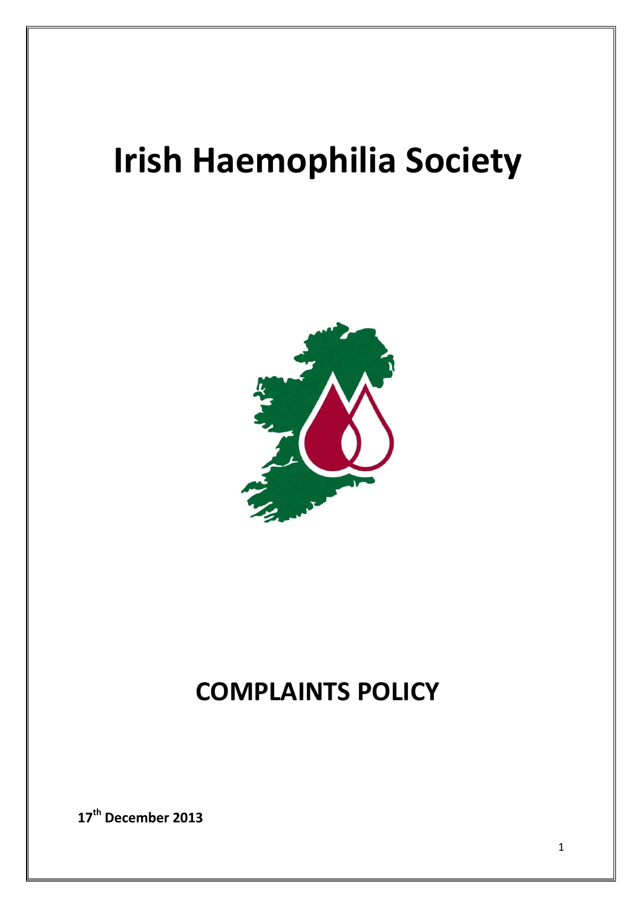# Irish Haemophilia Society

# COMPLAINTS POLICY

**17th December 2013**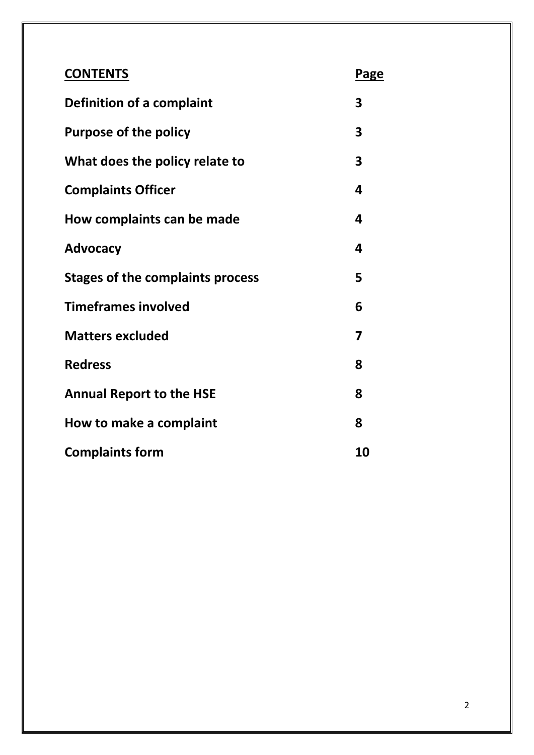| **CONTENTS** | **Page** |
| --- | --- |
| **Definition of a complaint** | **3** |
| **Purpose of the policy** | **3** |
| **What does the policy relate to** | **3** |
| **Complaints Officer** | **4** |
| **How complaints can be made** | **4** |
| **Advocacy** | **4** |
| **Stages of the complaints process** | **5** |
| **Timeframes involved** | **6** |
| **Matters excluded** | **7** |
| **Redress** | **8** |
| **Annual Report to the HSE** | **8** |
| **How to make a complaint** | **8** |
| **Complaints form** | **10** |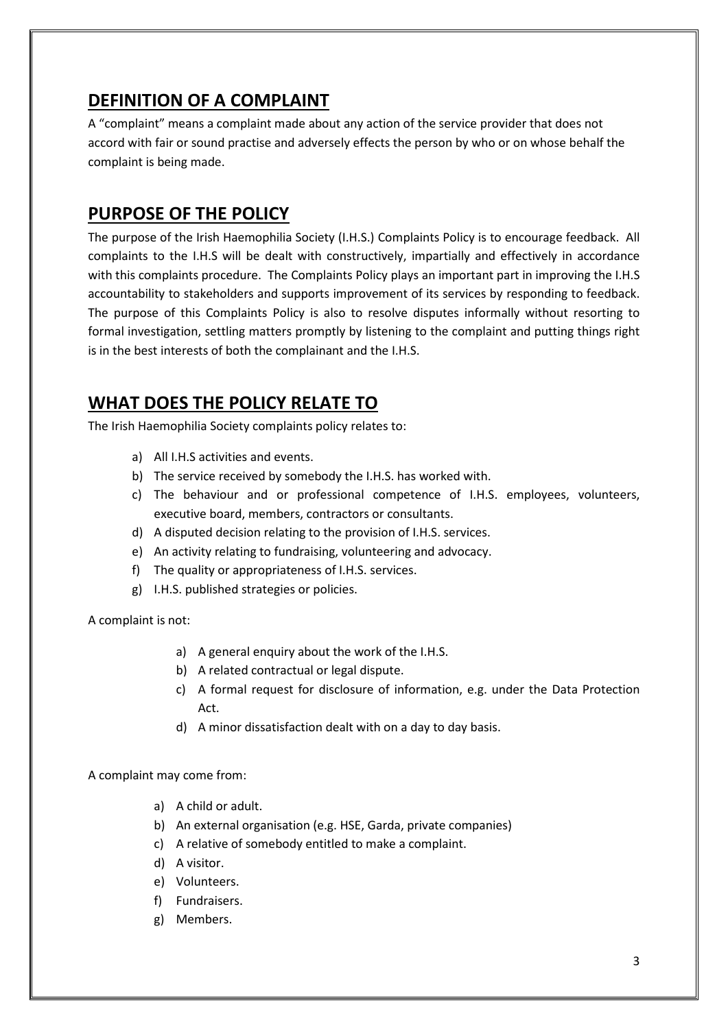## DEFINITION OF A COMPLAINT

A "complaint" means a complaint made about any action of the service provider that does not accord with fair or sound practise and adversely effects the person by who or on whose behalf the complaint is being made.

## PURPOSE OF THE POLICY

The purpose of the Irish Haemophilia Society (I.H.S.) Complaints Policy is to encourage feedback. All complaints to the I.H.S will be dealt with constructively, impartially and effectively in accordance with this complaints procedure. The Complaints Policy plays an important part in improving the I.H.S accountability to stakeholders and supports improvement of its services by responding to feedback. The purpose of this Complaints Policy is also to resolve disputes informally without resorting to formal investigation, settling matters promptly by listening to the complaint and putting things right is in the best interests of both the complainant and the I.H.S.

## WHAT DOES THE POLICY RELATE TO

The Irish Haemophilia Society complaints policy relates to:

a) All I.H.S activities and events.
b) The service received by somebody the I.H.S. has worked with.
c) The behaviour and or professional competence of I.H.S. employees, volunteers, executive board, members, contractors or consultants.
d) A disputed decision relating to the provision of I.H.S. services.
e) An activity relating to fundraising, volunteering and advocacy.
f) The quality or appropriateness of I.H.S. services.
g) I.H.S. published strategies or policies.

A complaint is not:

a) A general enquiry about the work of the I.H.S.
b) A related contractual or legal dispute.
c) A formal request for disclosure of information, e.g. under the Data Protection Act.
d) A minor dissatisfaction dealt with on a day to day basis.

A complaint may come from:

a) A child or adult.
b) An external organisation (e.g. HSE, Garda, private companies)
c) A relative of somebody entitled to make a complaint.
d) A visitor.
e) Volunteers.
f) Fundraisers.
g) Members.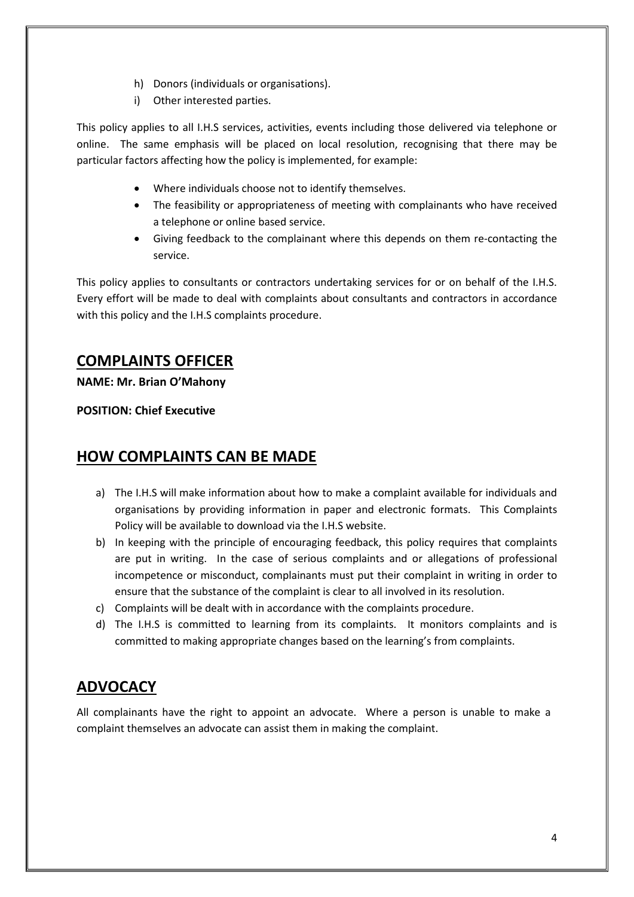h) Donors (individuals or organisations).
i) Other interested parties.

This policy applies to all I.H.S services, activities, events including those delivered via telephone or online. The same emphasis will be placed on local resolution, recognising that there may be particular factors affecting how the policy is implemented, for example:

- Where individuals choose not to identify themselves.
- The feasibility or appropriateness of meeting with complainants who have received a telephone or online based service.
- Giving feedback to the complainant where this depends on them re-contacting the service.

This policy applies to consultants or contractors undertaking services for or on behalf of the I.H.S. Every effort will be made to deal with complaints about consultants and contractors in accordance with this policy and the I.H.S complaints procedure.

## COMPLAINTS OFFICER

**NAME: Mr. Brian O'Mahony**

**POSITION: Chief Executive**

## HOW COMPLAINTS CAN BE MADE

a) The I.H.S will make information about how to make a complaint available for individuals and organisations by providing information in paper and electronic formats. This Complaints Policy will be available to download via the I.H.S website.
b) In keeping with the principle of encouraging feedback, this policy requires that complaints are put in writing. In the case of serious complaints and or allegations of professional incompetence or misconduct, complainants must put their complaint in writing in order to ensure that the substance of the complaint is clear to all involved in its resolution.
c) Complaints will be dealt with in accordance with the complaints procedure.
d) The I.H.S is committed to learning from its complaints. It monitors complaints and is committed to making appropriate changes based on the learning's from complaints.

## ADVOCACY

All complainants have the right to appoint an advocate. Where a person is unable to make a complaint themselves an advocate can assist them in making the complaint.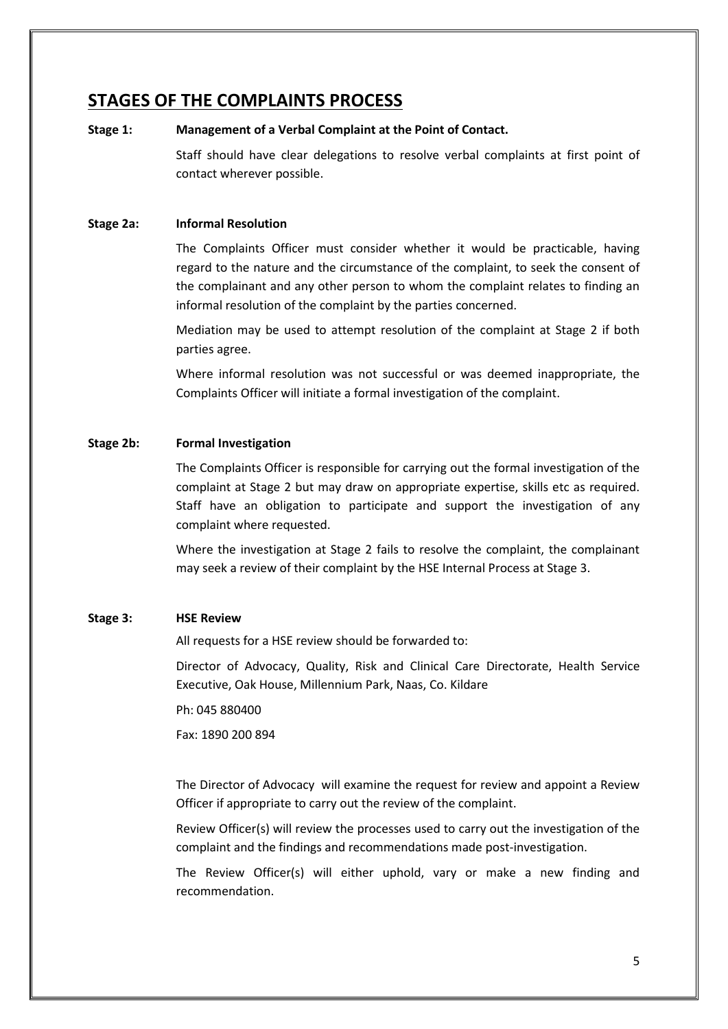# STAGES OF THE COMPLAINTS PROCESS

**Stage 1: Management of a Verbal Complaint at the Point of Contact.**

Staff should have clear delegations to resolve verbal complaints at first point of contact wherever possible.

**Stage 2a: Informal Resolution**

The Complaints Officer must consider whether it would be practicable, having regard to the nature and the circumstance of the complaint, to seek the consent of the complainant and any other person to whom the complaint relates to finding an informal resolution of the complaint by the parties concerned.

Mediation may be used to attempt resolution of the complaint at Stage 2 if both parties agree.

Where informal resolution was not successful or was deemed inappropriate, the Complaints Officer will initiate a formal investigation of the complaint.

**Stage 2b: Formal Investigation**

The Complaints Officer is responsible for carrying out the formal investigation of the complaint at Stage 2 but may draw on appropriate expertise, skills etc as required. Staff have an obligation to participate and support the investigation of any complaint where requested.

Where the investigation at Stage 2 fails to resolve the complaint, the complainant may seek a review of their complaint by the HSE Internal Process at Stage 3.

**Stage 3: HSE Review**

All requests for a HSE review should be forwarded to:

Director of Advocacy, Quality, Risk and Clinical Care Directorate, Health Service Executive, Oak House, Millennium Park, Naas, Co. Kildare

Ph: 045 880400

Fax: 1890 200 894

The Director of Advocacy will examine the request for review and appoint a Review Officer if appropriate to carry out the review of the complaint.

Review Officer(s) will review the processes used to carry out the investigation of the complaint and the findings and recommendations made post-investigation.

The Review Officer(s) will either uphold, vary or make a new finding and recommendation.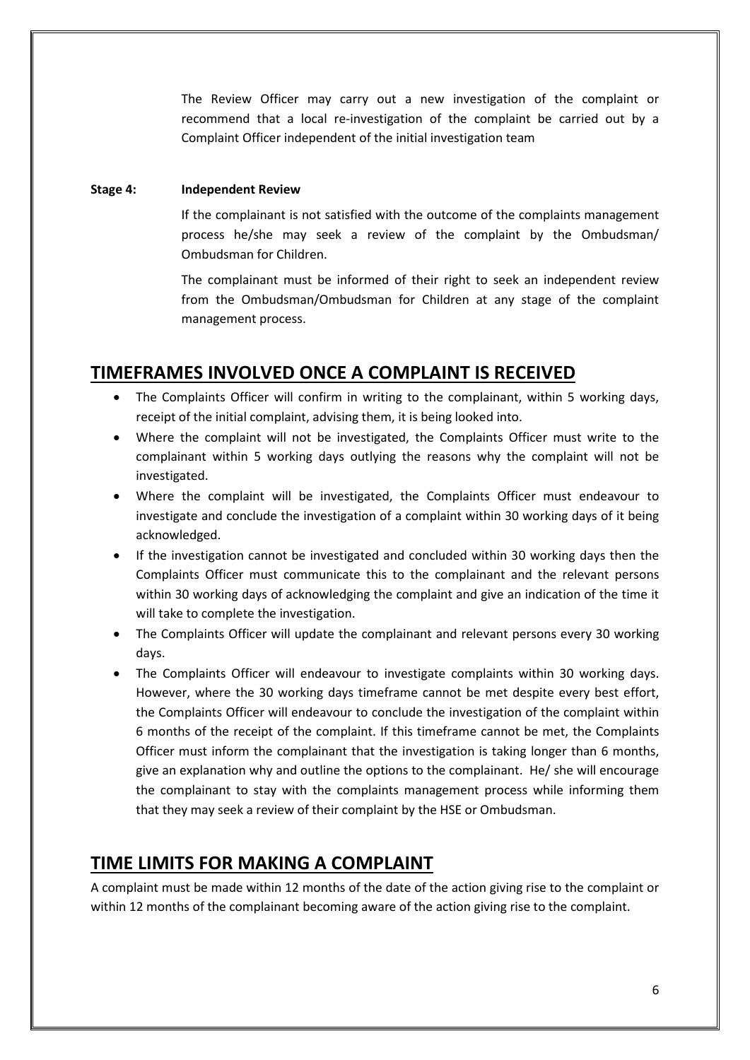The Review Officer may carry out a new investigation of the complaint or recommend that a local re-investigation of the complaint be carried out by a Complaint Officer independent of the initial investigation team

**Stage 4: Independent Review**

If the complainant is not satisfied with the outcome of the complaints management process he/she may seek a review of the complaint by the Ombudsman/ Ombudsman for Children.

The complainant must be informed of their right to seek an independent review from the Ombudsman/Ombudsman for Children at any stage of the complaint management process.

## TIMEFRAMES INVOLVED ONCE A COMPLAINT IS RECEIVED

- The Complaints Officer will confirm in writing to the complainant, within 5 working days, receipt of the initial complaint, advising them, it is being looked into.
- Where the complaint will not be investigated, the Complaints Officer must write to the complainant within 5 working days outlying the reasons why the complaint will not be investigated.
- Where the complaint will be investigated, the Complaints Officer must endeavour to investigate and conclude the investigation of a complaint within 30 working days of it being acknowledged.
- If the investigation cannot be investigated and concluded within 30 working days then the Complaints Officer must communicate this to the complainant and the relevant persons within 30 working days of acknowledging the complaint and give an indication of the time it will take to complete the investigation.
- The Complaints Officer will update the complainant and relevant persons every 30 working days.
- The Complaints Officer will endeavour to investigate complaints within 30 working days. However, where the 30 working days timeframe cannot be met despite every best effort, the Complaints Officer will endeavour to conclude the investigation of the complaint within 6 months of the receipt of the complaint. If this timeframe cannot be met, the Complaints Officer must inform the complainant that the investigation is taking longer than 6 months, give an explanation why and outline the options to the complainant. He/ she will encourage the complainant to stay with the complaints management process while informing them that they may seek a review of their complaint by the HSE or Ombudsman.

## TIME LIMITS FOR MAKING A COMPLAINT

A complaint must be made within 12 months of the date of the action giving rise to the complaint or within 12 months of the complainant becoming aware of the action giving rise to the complaint.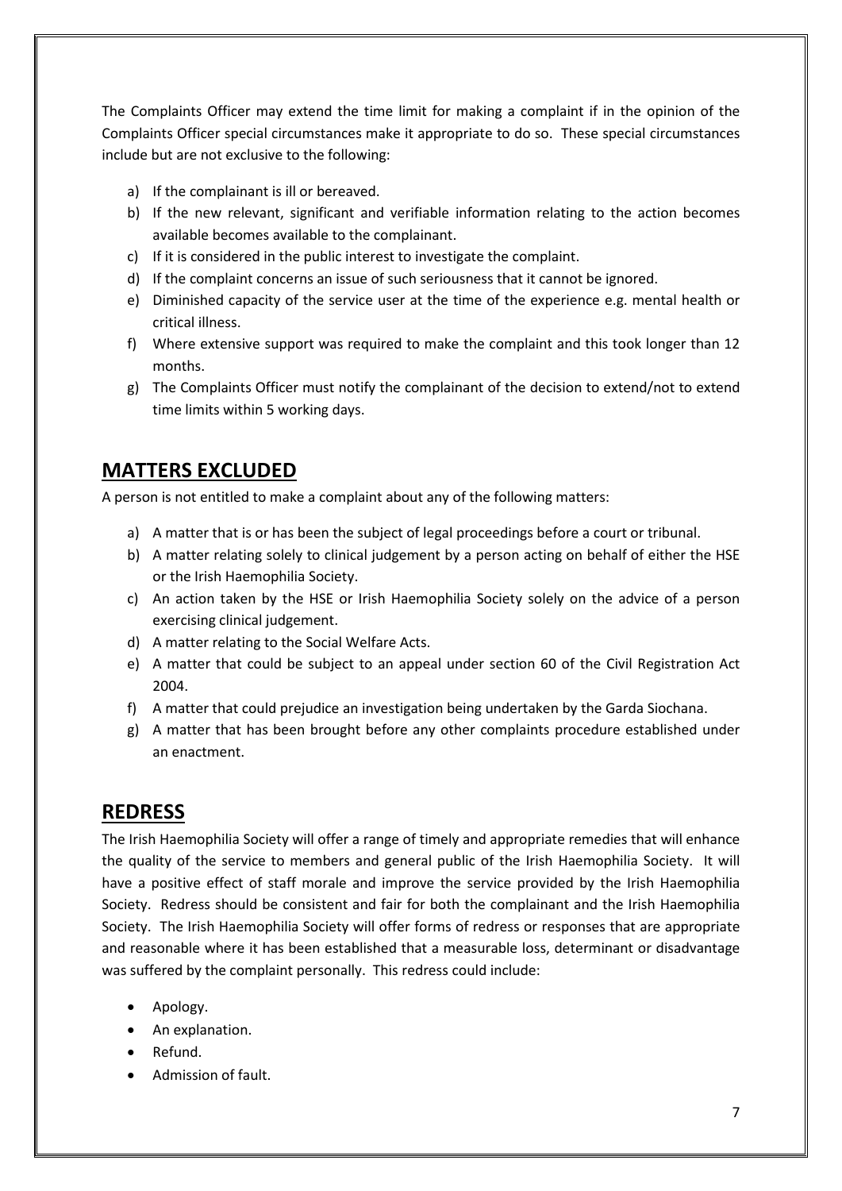The Complaints Officer may extend the time limit for making a complaint if in the opinion of the Complaints Officer special circumstances make it appropriate to do so. These special circumstances include but are not exclusive to the following:

a) If the complainant is ill or bereaved.
b) If the new relevant, significant and verifiable information relating to the action becomes available becomes available to the complainant.
c) If it is considered in the public interest to investigate the complaint.
d) If the complaint concerns an issue of such seriousness that it cannot be ignored.
e) Diminished capacity of the service user at the time of the experience e.g. mental health or critical illness.
f) Where extensive support was required to make the complaint and this took longer than 12 months.
g) The Complaints Officer must notify the complainant of the decision to extend/not to extend time limits within 5 working days.

## MATTERS EXCLUDED

A person is not entitled to make a complaint about any of the following matters:

a) A matter that is or has been the subject of legal proceedings before a court or tribunal.
b) A matter relating solely to clinical judgement by a person acting on behalf of either the HSE or the Irish Haemophilia Society.
c) An action taken by the HSE or Irish Haemophilia Society solely on the advice of a person exercising clinical judgement.
d) A matter relating to the Social Welfare Acts.
e) A matter that could be subject to an appeal under section 60 of the Civil Registration Act 2004.
f) A matter that could prejudice an investigation being undertaken by the Garda Siochana.
g) A matter that has been brought before any other complaints procedure established under an enactment.

## REDRESS

The Irish Haemophilia Society will offer a range of timely and appropriate remedies that will enhance the quality of the service to members and general public of the Irish Haemophilia Society. It will have a positive effect of staff morale and improve the service provided by the Irish Haemophilia Society. Redress should be consistent and fair for both the complainant and the Irish Haemophilia Society. The Irish Haemophilia Society will offer forms of redress or responses that are appropriate and reasonable where it has been established that a measurable loss, determinant or disadvantage was suffered by the complaint personally. This redress could include:

- Apology.
- An explanation.
- Refund.
- Admission of fault.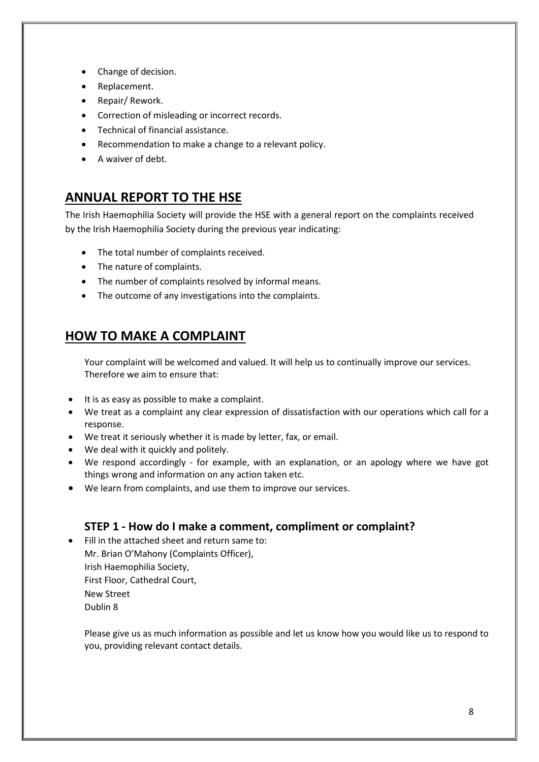- Change of decision.
- Replacement.
- Repair/ Rework.
- Correction of misleading or incorrect records.
- Technical of financial assistance.
- Recommendation to make a change to a relevant policy.
- A waiver of debt.

## ANNUAL REPORT TO THE HSE

The Irish Haemophilia Society will provide the HSE with a general report on the complaints received by the Irish Haemophilia Society during the previous year indicating:

- The total number of complaints received.
- The nature of complaints.
- The number of complaints resolved by informal means.
- The outcome of any investigations into the complaints.

## HOW TO MAKE A COMPLAINT

Your complaint will be welcomed and valued. It will help us to continually improve our services. Therefore we aim to ensure that:

- It is as easy as possible to make a complaint.
- We treat as a complaint any clear expression of dissatisfaction with our operations which call for a response.
- We treat it seriously whether it is made by letter, fax, or email.
- We deal with it quickly and politely.
- We respond accordingly - for example, with an explanation, or an apology where we have got things wrong and information on any action taken etc.
- We learn from complaints, and use them to improve our services.

### STEP 1 - How do I make a comment, compliment or complaint?

- Fill in the attached sheet and return same to:
  Mr. Brian O'Mahony (Complaints Officer),
  Irish Haemophilia Society,
  First Floor, Cathedral Court,
  New Street
  Dublin 8

Please give us as much information as possible and let us know how you would like us to respond to you, providing relevant contact details.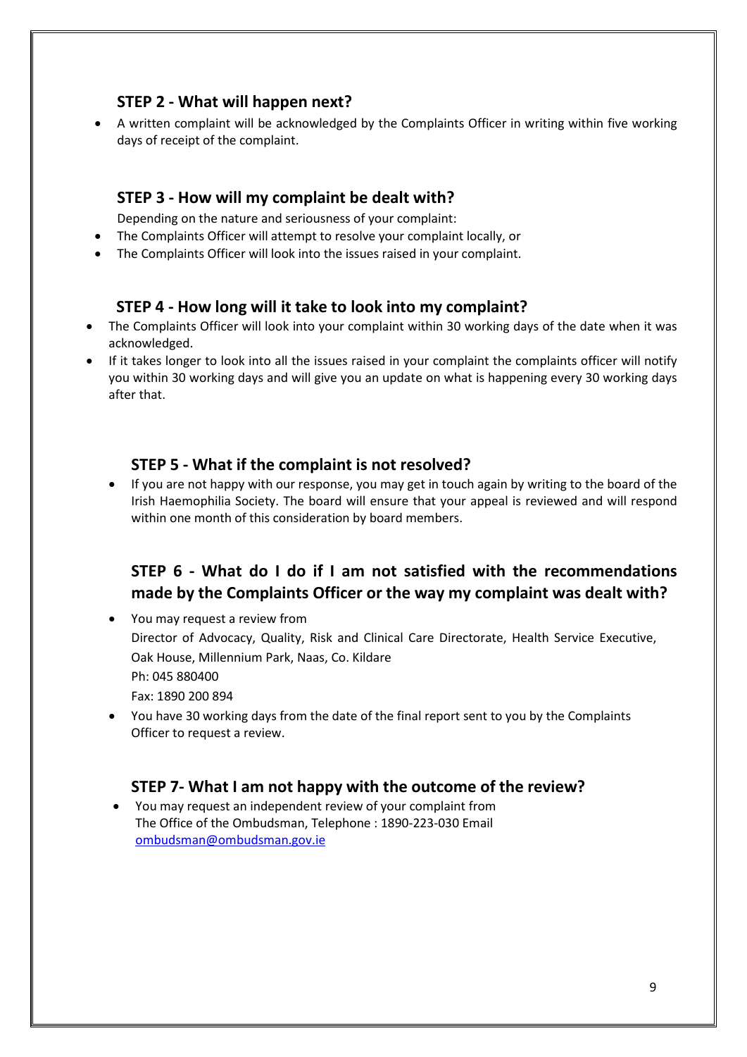### STEP 2 - What will happen next?

- A written complaint will be acknowledged by the Complaints Officer in writing within five working days of receipt of the complaint.

### STEP 3 - How will my complaint be dealt with?

Depending on the nature and seriousness of your complaint:

- The Complaints Officer will attempt to resolve your complaint locally, or
- The Complaints Officer will look into the issues raised in your complaint.

### STEP 4 - How long will it take to look into my complaint?

- The Complaints Officer will look into your complaint within 30 working days of the date when it was acknowledged.
- If it takes longer to look into all the issues raised in your complaint the complaints officer will notify you within 30 working days and will give you an update on what is happening every 30 working days after that.

### STEP 5 - What if the complaint is not resolved?

- If you are not happy with our response, you may get in touch again by writing to the board of the Irish Haemophilia Society. The board will ensure that your appeal is reviewed and will respond within one month of this consideration by board members.

### STEP 6 - What do I do if I am not satisfied with the recommendations made by the Complaints Officer or the way my complaint was dealt with?

- You may request a review from
  Director of Advocacy, Quality, Risk and Clinical Care Directorate, Health Service Executive, Oak House, Millennium Park, Naas, Co. Kildare
  Ph: 045 880400
  Fax: 1890 200 894
- You have 30 working days from the date of the final report sent to you by the Complaints Officer to request a review.

### STEP 7- What I am not happy with the outcome of the review?

- You may request an independent review of your complaint from
  The Office of the Ombudsman, Telephone : 1890-223-030 Email
  ombudsman@ombudsman.gov.ie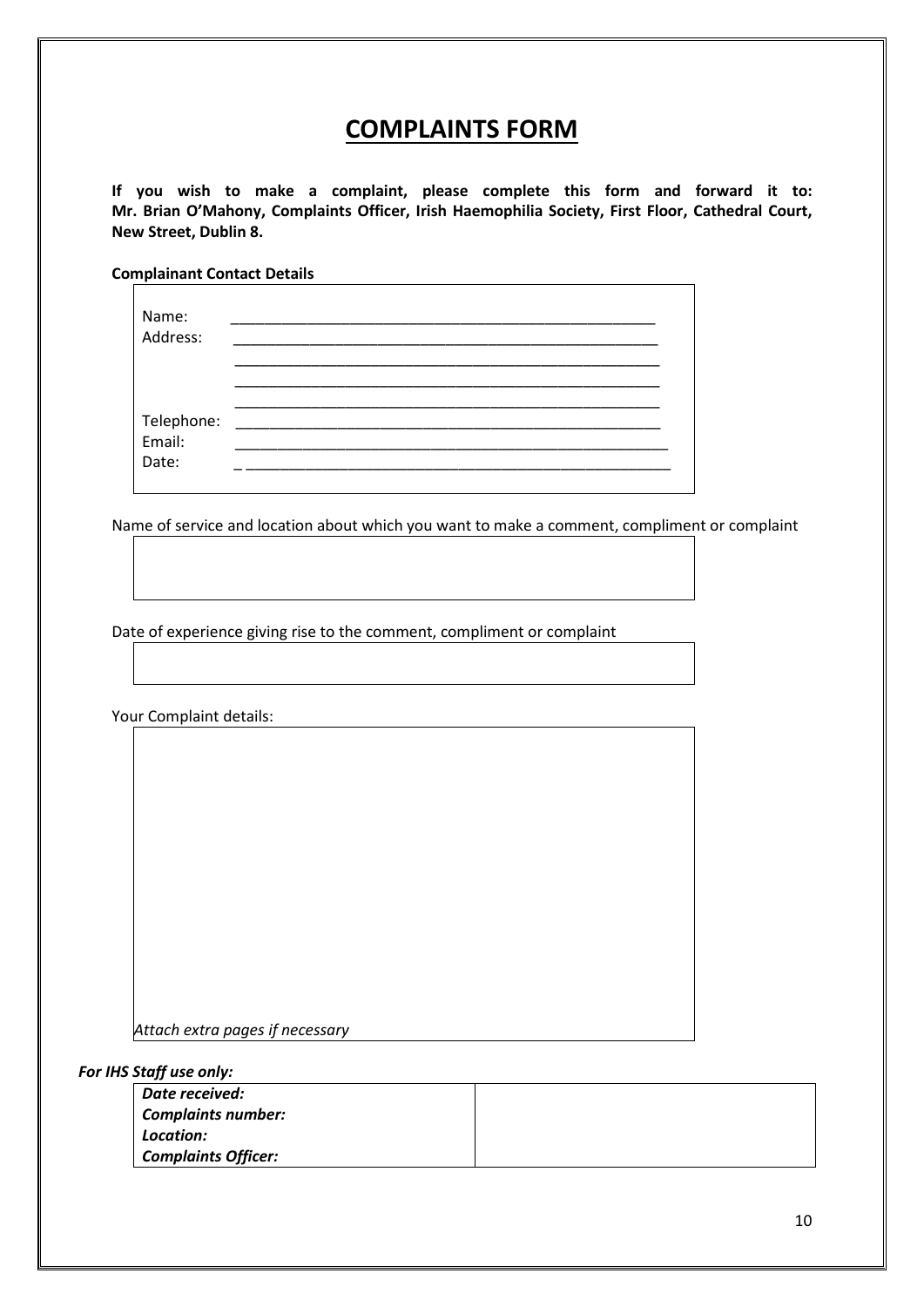# COMPLAINTS FORM

**If you wish to make a complaint, please complete this form and forward it to: Mr. Brian O'Mahony, Complaints Officer, Irish Haemophilia Society, First Floor, Cathedral Court, New Street, Dublin 8.**

**Complainant Contact Details**

Name: ______________________________________________

Address: ______________________________________________

______________________________________________

______________________________________________

______________________________________________

Telephone: ______________________________________________

Email: ______________________________________________

Date: ______________________________________________

Name of service and location about which you want to make a comment, compliment or complaint

Date of experience giving rise to the comment, compliment or complaint

Your Complaint details:

*Attach extra pages if necessary*

***For IHS Staff use only:***

| | |
|---|---|
| ***Date received:*** | |
| ***Complaints number:*** | |
| ***Location:*** | |
| ***Complaints Officer:*** | |